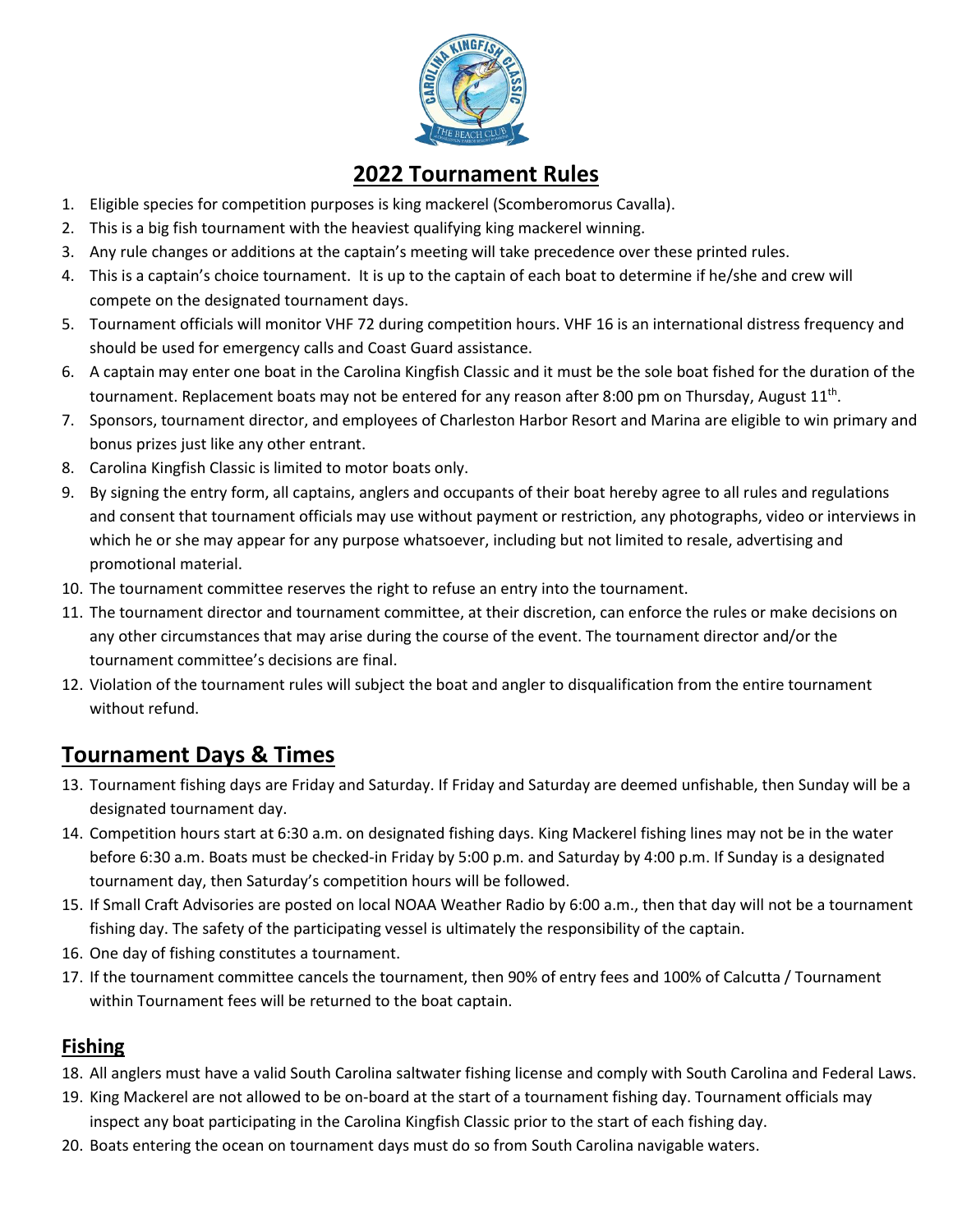# 2022 Tournament Rules

1. Eligible species for competition purposes is king mackerel (Scomberomorus Cavalla).
2. This is a big fish tournament with the heaviest qualifying king mackerel winning.
3. Any rule changes or additions at the captain's meeting will take precedence over these printed rules.
4. This is a captain's choice tournament. It is up to the captain of each boat to determine if he/she and crew will compete on the designated tournament days.
5. Tournament officials will monitor VHF 72 during competition hours. VHF 16 is an international distress frequency and should be used for emergency calls and Coast Guard assistance.
6. A captain may enter one boat in the Carolina Kingfish Classic and it must be the sole boat fished for the duration of the tournament. Replacement boats may not be entered for any reason after 8:00 pm on Thursday, August 11th.
7. Sponsors, tournament director, and employees of Charleston Harbor Resort and Marina are eligible to win primary and bonus prizes just like any other entrant.
8. Carolina Kingfish Classic is limited to motor boats only.
9. By signing the entry form, all captains, anglers and occupants of their boat hereby agree to all rules and regulations and consent that tournament officials may use without payment or restriction, any photographs, video or interviews in which he or she may appear for any purpose whatsoever, including but not limited to resale, advertising and promotional material.
10. The tournament committee reserves the right to refuse an entry into the tournament.
11. The tournament director and tournament committee, at their discretion, can enforce the rules or make decisions on any other circumstances that may arise during the course of the event. The tournament director and/or the tournament committee's decisions are final.
12. Violation of the tournament rules will subject the boat and angler to disqualification from the entire tournament without refund.

## Tournament Days & Times

13. Tournament fishing days are Friday and Saturday. If Friday and Saturday are deemed unfishable, then Sunday will be a designated tournament day.
14. Competition hours start at 6:30 a.m. on designated fishing days. King Mackerel fishing lines may not be in the water before 6:30 a.m. Boats must be checked-in Friday by 5:00 p.m. and Saturday by 4:00 p.m. If Sunday is a designated tournament day, then Saturday's competition hours will be followed.
15. If Small Craft Advisories are posted on local NOAA Weather Radio by 6:00 a.m., then that day will not be a tournament fishing day. The safety of the participating vessel is ultimately the responsibility of the captain.
16. One day of fishing constitutes a tournament.
17. If the tournament committee cancels the tournament, then 90% of entry fees and 100% of Calcutta / Tournament within Tournament fees will be returned to the boat captain.

### Fishing

18. All anglers must have a valid South Carolina saltwater fishing license and comply with South Carolina and Federal Laws.
19. King Mackerel are not allowed to be on-board at the start of a tournament fishing day. Tournament officials may inspect any boat participating in the Carolina Kingfish Classic prior to the start of each fishing day.
20. Boats entering the ocean on tournament days must do so from South Carolina navigable waters.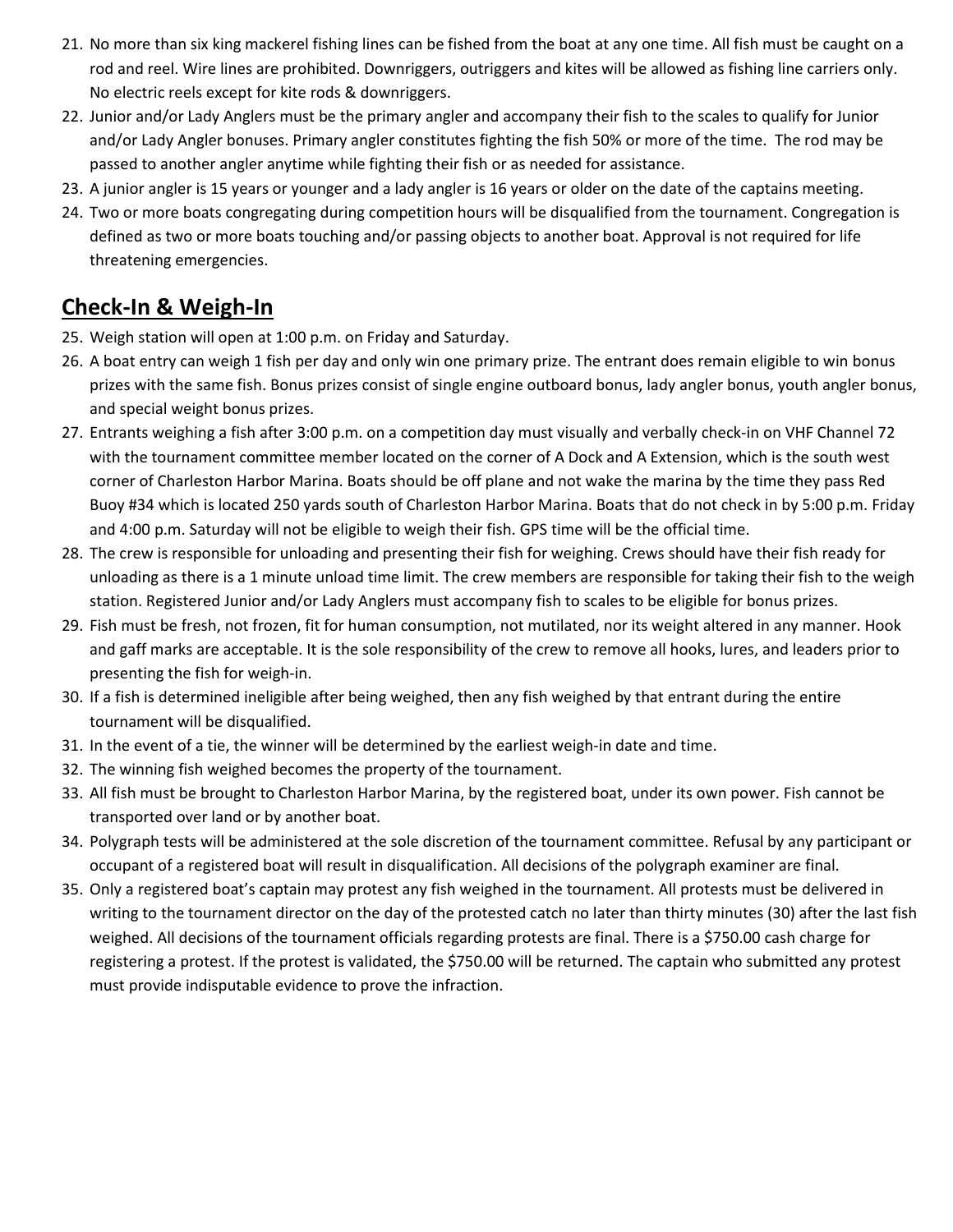21. No more than six king mackerel fishing lines can be fished from the boat at any one time. All fish must be caught on a rod and reel. Wire lines are prohibited. Downriggers, outriggers and kites will be allowed as fishing line carriers only. No electric reels except for kite rods & downriggers.
22. Junior and/or Lady Anglers must be the primary angler and accompany their fish to the scales to qualify for Junior and/or Lady Angler bonuses. Primary angler constitutes fighting the fish 50% or more of the time. The rod may be passed to another angler anytime while fighting their fish or as needed for assistance.
23. A junior angler is 15 years or younger and a lady angler is 16 years or older on the date of the captains meeting.
24. Two or more boats congregating during competition hours will be disqualified from the tournament. Congregation is defined as two or more boats touching and/or passing objects to another boat. Approval is not required for life threatening emergencies.

## Check-In & Weigh-In

25. Weigh station will open at 1:00 p.m. on Friday and Saturday.
26. A boat entry can weigh 1 fish per day and only win one primary prize. The entrant does remain eligible to win bonus prizes with the same fish. Bonus prizes consist of single engine outboard bonus, lady angler bonus, youth angler bonus, and special weight bonus prizes.
27. Entrants weighing a fish after 3:00 p.m. on a competition day must visually and verbally check-in on VHF Channel 72 with the tournament committee member located on the corner of A Dock and A Extension, which is the south west corner of Charleston Harbor Marina. Boats should be off plane and not wake the marina by the time they pass Red Buoy #34 which is located 250 yards south of Charleston Harbor Marina. Boats that do not check in by 5:00 p.m. Friday and 4:00 p.m. Saturday will not be eligible to weigh their fish. GPS time will be the official time.
28. The crew is responsible for unloading and presenting their fish for weighing. Crews should have their fish ready for unloading as there is a 1 minute unload time limit. The crew members are responsible for taking their fish to the weigh station. Registered Junior and/or Lady Anglers must accompany fish to scales to be eligible for bonus prizes.
29. Fish must be fresh, not frozen, fit for human consumption, not mutilated, nor its weight altered in any manner. Hook and gaff marks are acceptable. It is the sole responsibility of the crew to remove all hooks, lures, and leaders prior to presenting the fish for weigh-in.
30. If a fish is determined ineligible after being weighed, then any fish weighed by that entrant during the entire tournament will be disqualified.
31. In the event of a tie, the winner will be determined by the earliest weigh-in date and time.
32. The winning fish weighed becomes the property of the tournament.
33. All fish must be brought to Charleston Harbor Marina, by the registered boat, under its own power. Fish cannot be transported over land or by another boat.
34. Polygraph tests will be administered at the sole discretion of the tournament committee. Refusal by any participant or occupant of a registered boat will result in disqualification. All decisions of the polygraph examiner are final.
35. Only a registered boat's captain may protest any fish weighed in the tournament. All protests must be delivered in writing to the tournament director on the day of the protested catch no later than thirty minutes (30) after the last fish weighed. All decisions of the tournament officials regarding protests are final. There is a $750.00 cash charge for registering a protest. If the protest is validated, the $750.00 will be returned. The captain who submitted any protest must provide indisputable evidence to prove the infraction.